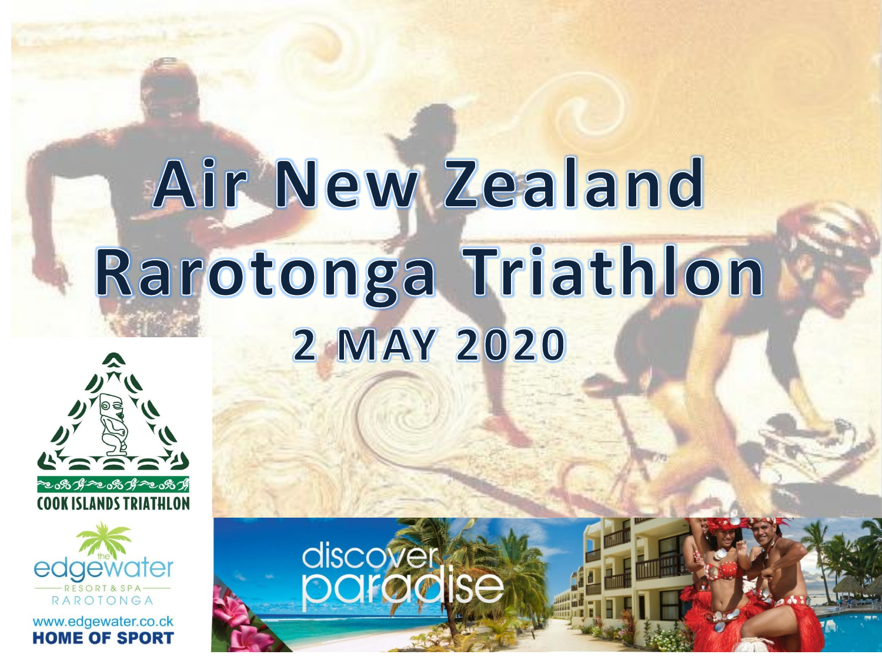# Air New Zealand Rarotonga Triathlon

## 2 MAY 2020

COOK ISLANDS TRIATHLON

the edgewater RESORT & SPA RAROTONGA

www.edgewater.co.ck

**HOME OF SPORT**

discover paradise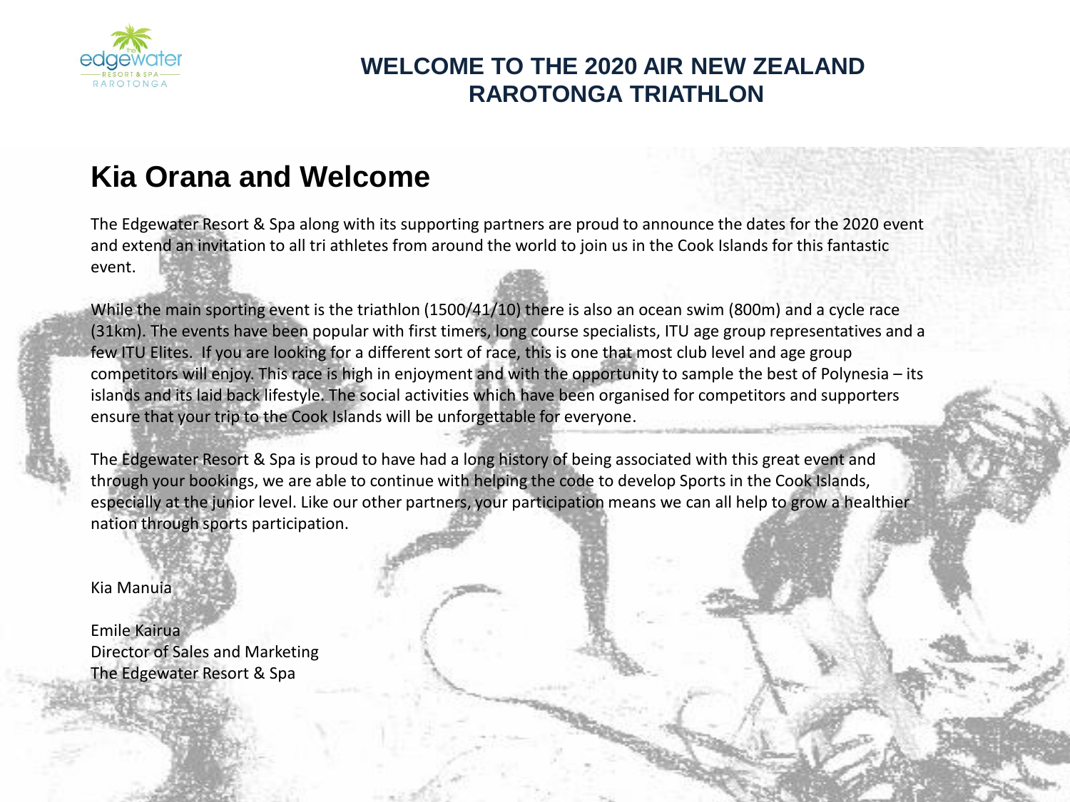## WELCOME TO THE 2020 AIR NEW ZEALAND RAROTONGA TRIATHLON

# Kia Orana and Welcome

The Edgewater Resort & Spa along with its supporting partners are proud to announce the dates for the 2020 event and extend an invitation to all tri athletes from around the world to join us in the Cook Islands for this fantastic event.

While the main sporting event is the triathlon (1500/41/10) there is also an ocean swim (800m) and a cycle race (31km). The events have been popular with first timers, long course specialists, ITU age group representatives and a few ITU Elites. If you are looking for a different sort of race, this is one that most club level and age group competitors will enjoy. This race is high in enjoyment and with the opportunity to sample the best of Polynesia – its islands and its laid back lifestyle. The social activities which have been organised for competitors and supporters ensure that your trip to the Cook Islands will be unforgettable for everyone.

The Edgewater Resort & Spa is proud to have had a long history of being associated with this great event and through your bookings, we are able to continue with helping the code to develop Sports in the Cook Islands, especially at the junior level. Like our other partners, your participation means we can all help to grow a healthier nation through sports participation.

Kia Manuia

Emile Kairua
Director of Sales and Marketing
The Edgewater Resort & Spa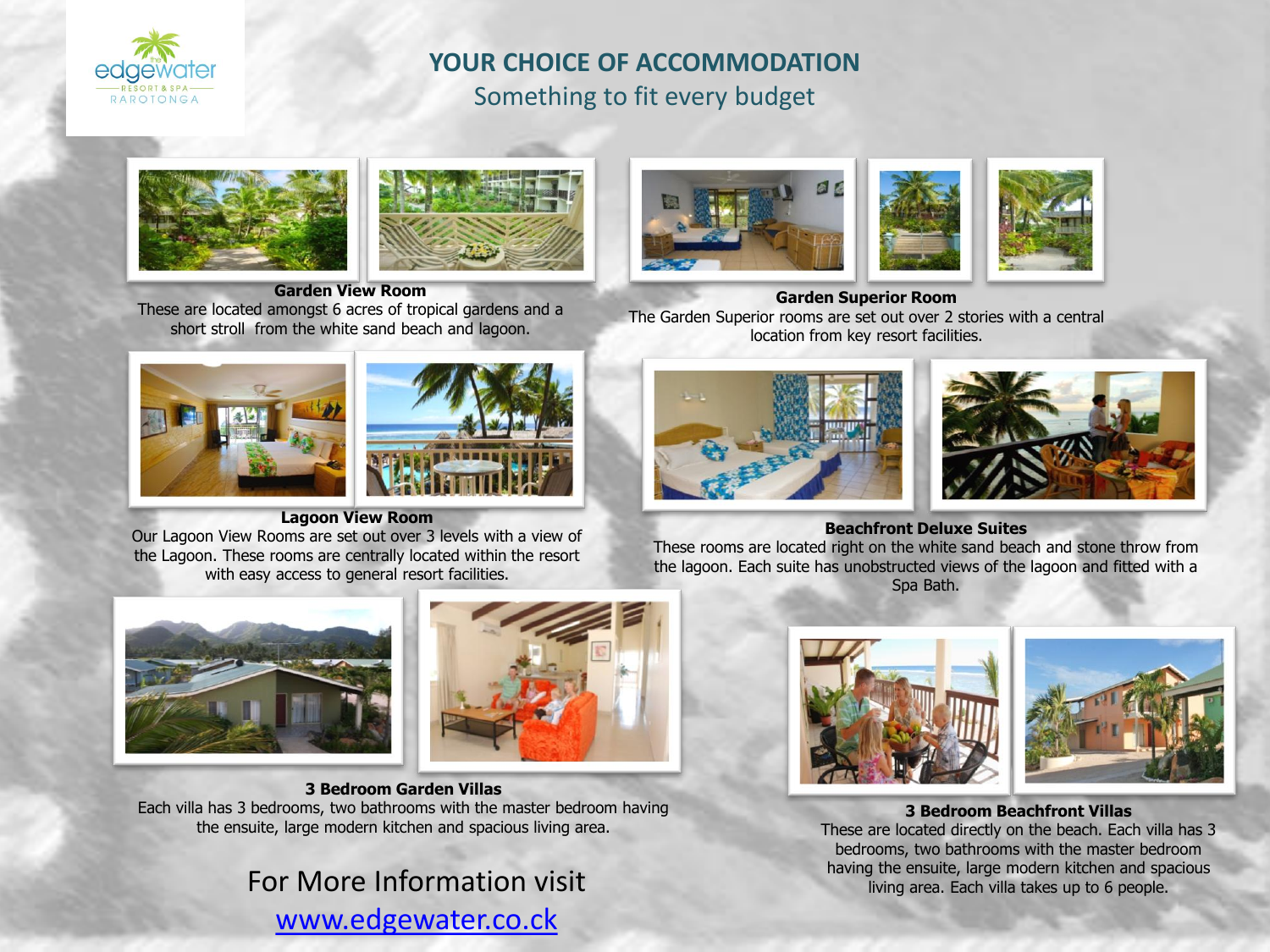# YOUR CHOICE OF ACCOMMODATION

## Something to fit every budget

**Garden View Room**
These are located amongst 6 acres of tropical gardens and a short stroll from the white sand beach and lagoon.

**Garden Superior Room**
The Garden Superior rooms are set out over 2 stories with a central location from key resort facilities.

**Lagoon View Room**
Our Lagoon View Rooms are set out over 3 levels with a view of the Lagoon. These rooms are centrally located within the resort with easy access to general resort facilities.

**Beachfront Deluxe Suites**
These rooms are located right on the white sand beach and stone throw from the lagoon. Each suite has unobstructed views of the lagoon and fitted with a Spa Bath.

**3 Bedroom Garden Villas**
Each villa has 3 bedrooms, two bathrooms with the master bedroom having the ensuite, large modern kitchen and spacious living area.

**3 Bedroom Beachfront Villas**
These are located directly on the beach. Each villa has 3 bedrooms, two bathrooms with the master bedroom having the ensuite, large modern kitchen and spacious living area. Each villa takes up to 6 people.

For More Information visit
[www.edgewater.co.ck](http://www.edgewater.co.ck)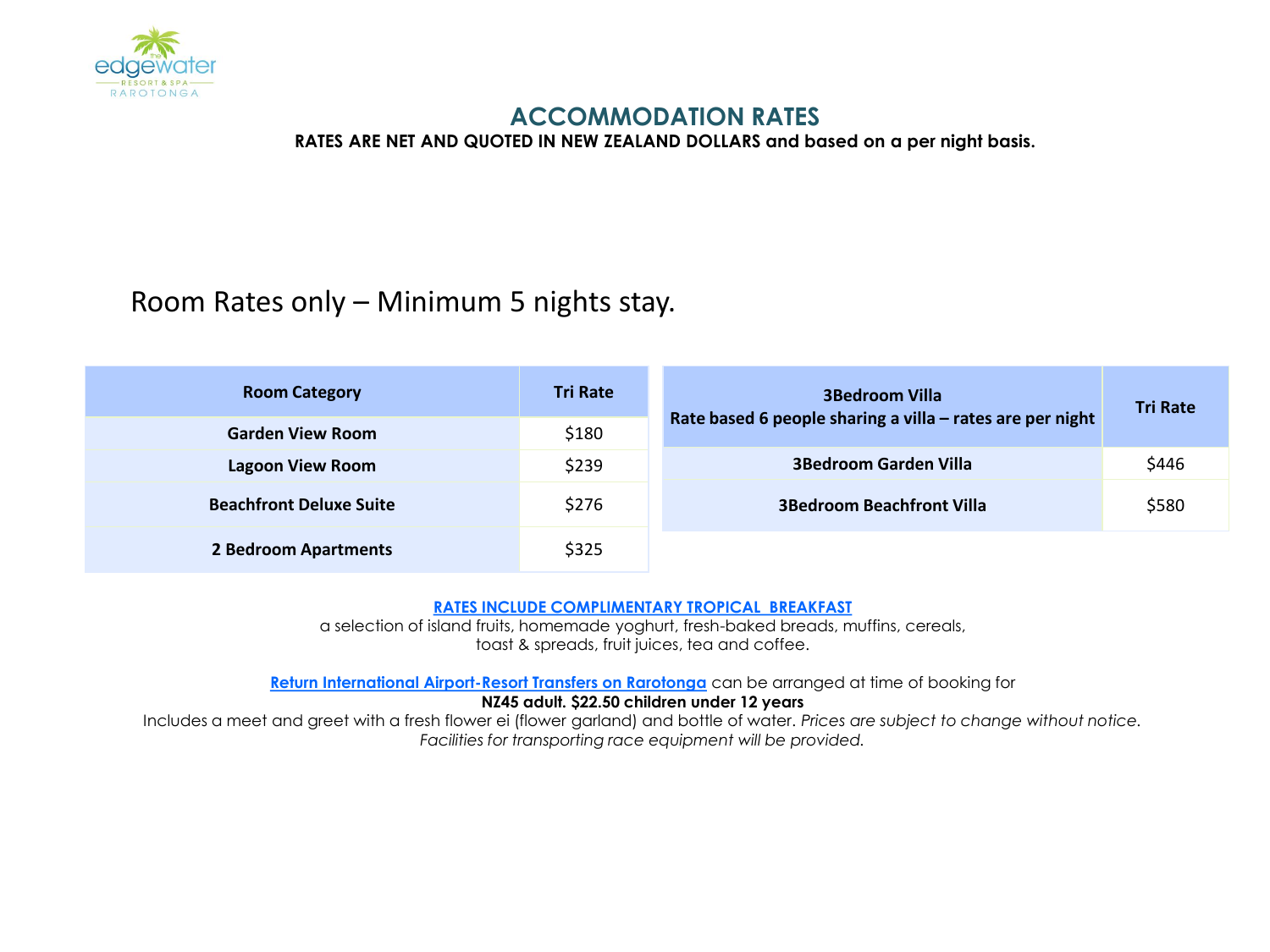# ACCOMMODATION RATES

**RATES ARE NET AND QUOTED IN NEW ZEALAND DOLLARS and based on a per night basis.**

## Room Rates only – Minimum 5 nights stay.

| Room Category | Tri Rate |
| --- | --- |
| **Garden View Room** | $180 |
| **Lagoon View Room** | $239 |
| **Beachfront Deluxe Suite** | $276 |
| **2 Bedroom Apartments** | $325 |

| 3Bedroom Villa<br>Rate based 6 people sharing a villa – rates are per night | Tri Rate |
| --- | --- |
| **3Bedroom Garden Villa** | $446 |
| **3Bedroom Beachfront Villa** | $580 |

**RATES INCLUDE COMPLIMENTARY TROPICAL BREAKFAST**

a selection of island fruits, homemade yoghurt, fresh-baked breads, muffins, cereals, toast & spreads, fruit juices, tea and coffee.

**Return International Airport-Resort Transfers on Rarotonga** can be arranged at time of booking for **NZ45 adult. $22.50 children under 12 years**

Includes a meet and greet with a fresh flower ei (flower garland) and bottle of water. *Prices are subject to change without notice. Facilities for transporting race equipment will be provided.*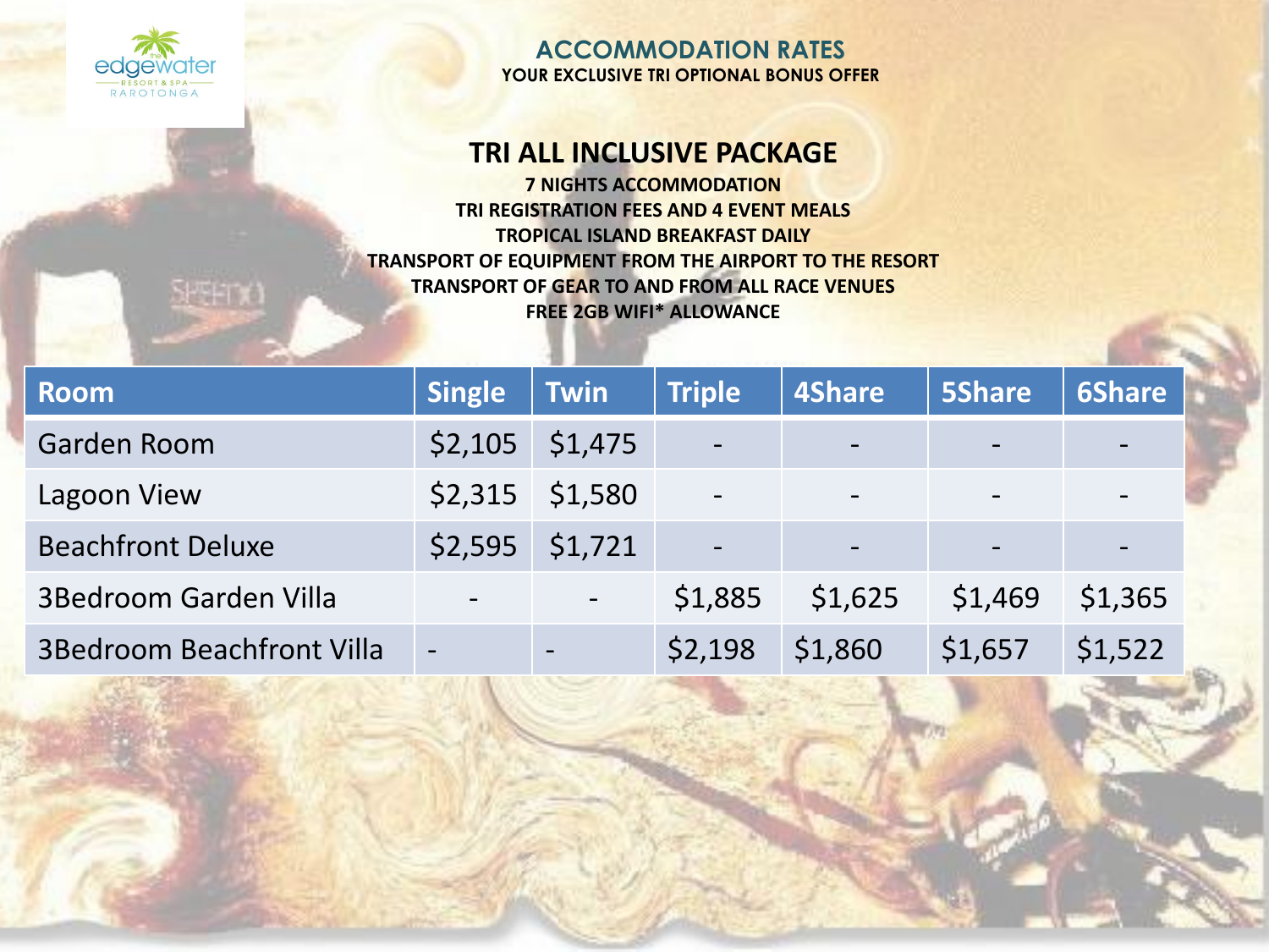edgewater RESORT & SPA RAROTONGA

## ACCOMMODATION RATES

**YOUR EXCLUSIVE TRI OPTIONAL BONUS OFFER**

### TRI ALL INCLUSIVE PACKAGE

**7 NIGHTS ACCOMMODATION**
**TRI REGISTRATION FEES AND 4 EVENT MEALS**
**TROPICAL ISLAND BREAKFAST DAILY**
**TRANSPORT OF EQUIPMENT FROM THE AIRPORT TO THE RESORT**
**TRANSPORT OF GEAR TO AND FROM ALL RACE VENUES**
**FREE 2GB WIFI* ALLOWANCE**

| Room | Single | Twin | Triple | 4Share | 5Share | 6Share |
|---|---|---|---|---|---|---|
| Garden Room | $2,105 | $1,475 | - | - | - | - |
| Lagoon View | $2,315 | $1,580 | - | - | - | - |
| Beachfront Deluxe | $2,595 | $1,721 | - | - | - | - |
| 3Bedroom Garden Villa | - | - | $1,885 | $1,625 | $1,469 | $1,365 |
| 3Bedroom Beachfront Villa | - | - | $2,198 | $1,860 | $1,657 | $1,522 |